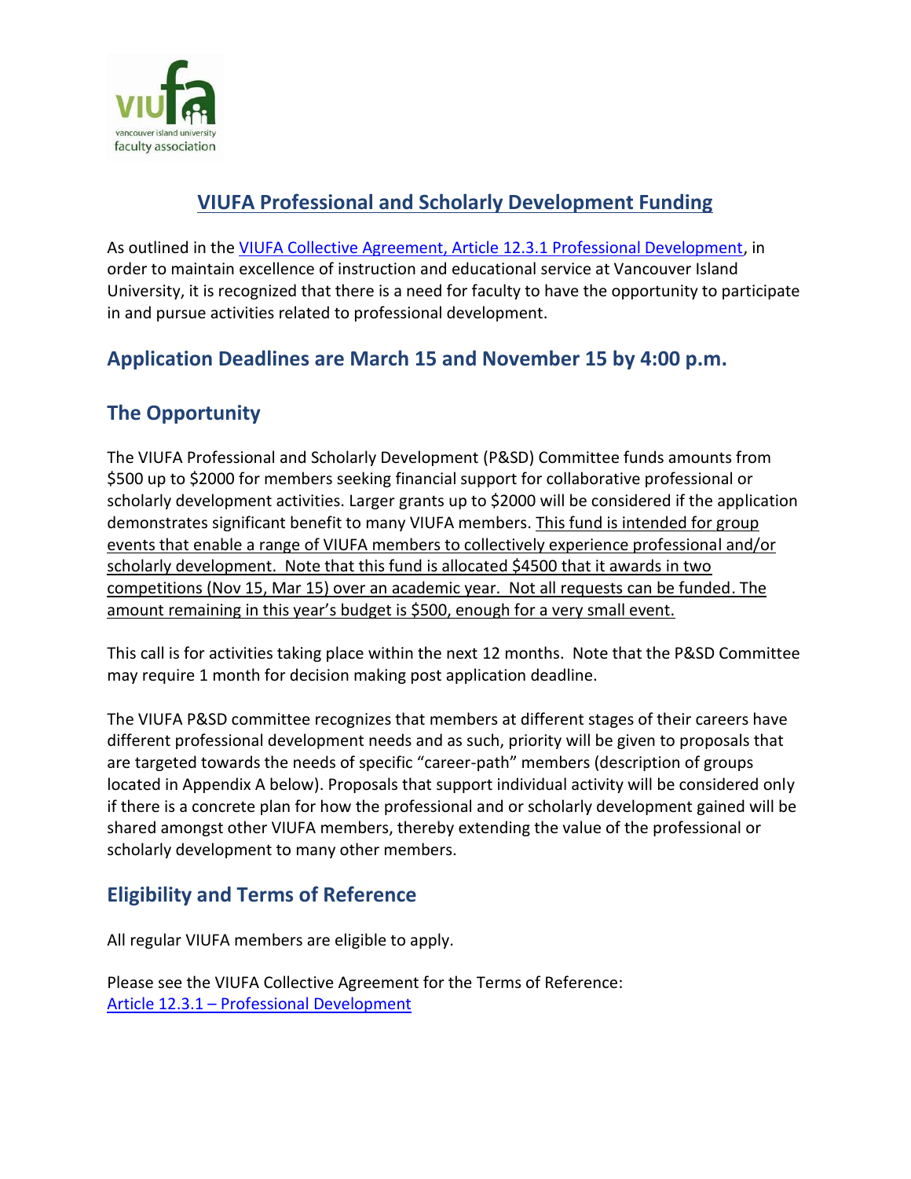# VIUFA Professional and Scholarly Development Funding

As outlined in the VIUFA Collective Agreement, Article 12.3.1 Professional Development, in order to maintain excellence of instruction and educational service at Vancouver Island University, it is recognized that there is a need for faculty to have the opportunity to participate in and pursue activities related to professional development.

## Application Deadlines are March 15 and November 15 by 4:00 p.m.

## The Opportunity

The VIUFA Professional and Scholarly Development (P&SD) Committee funds amounts from $500 up to $2000 for members seeking financial support for collaborative professional or scholarly development activities. Larger grants up to $2000 will be considered if the application demonstrates significant benefit to many VIUFA members. <u>This fund is intended for group events that enable a range of VIUFA members to collectively experience professional and/or scholarly development. Note that this fund is allocated $4500 that it awards in two competitions (Nov 15, Mar 15) over an academic year. Not all requests can be funded. The amount remaining in this year's budget is $500, enough for a very small event.</u>

This call is for activities taking place within the next 12 months. Note that the P&SD Committee may require 1 month for decision making post application deadline.

The VIUFA P&SD committee recognizes that members at different stages of their careers have different professional development needs and as such, priority will be given to proposals that are targeted towards the needs of specific "career-path" members (description of groups located in Appendix A below). Proposals that support individual activity will be considered only if there is a concrete plan for how the professional and or scholarly development gained will be shared amongst other VIUFA members, thereby extending the value of the professional or scholarly development to many other members.

## Eligibility and Terms of Reference

All regular VIUFA members are eligible to apply.

Please see the VIUFA Collective Agreement for the Terms of Reference:
Article 12.3.1 – Professional Development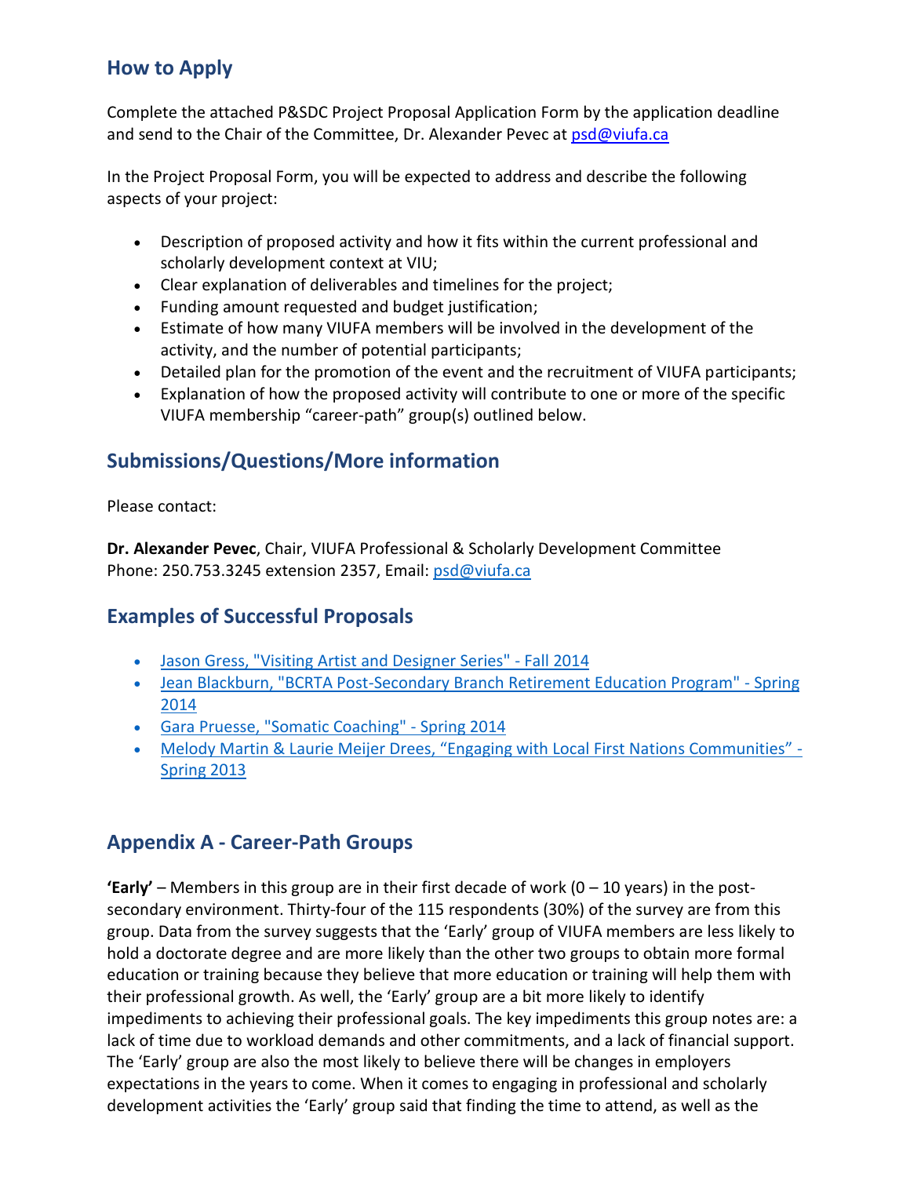## How to Apply

Complete the attached P&SDC Project Proposal Application Form by the application deadline and send to the Chair of the Committee, Dr. Alexander Pevec at psd@viufa.ca

In the Project Proposal Form, you will be expected to address and describe the following aspects of your project:

- Description of proposed activity and how it fits within the current professional and scholarly development context at VIU;
- Clear explanation of deliverables and timelines for the project;
- Funding amount requested and budget justification;
- Estimate of how many VIUFA members will be involved in the development of the activity, and the number of potential participants;
- Detailed plan for the promotion of the event and the recruitment of VIUFA participants;
- Explanation of how the proposed activity will contribute to one or more of the specific VIUFA membership "career-path" group(s) outlined below.

## Submissions/Questions/More information

Please contact:

**Dr. Alexander Pevec**, Chair, VIUFA Professional & Scholarly Development Committee
Phone: 250.753.3245 extension 2357, Email: psd@viufa.ca

## Examples of Successful Proposals

- Jason Gress, "Visiting Artist and Designer Series" - Fall 2014
- Jean Blackburn, "BCRTA Post-Secondary Branch Retirement Education Program" - Spring 2014
- Gara Pruesse, "Somatic Coaching" - Spring 2014
- Melody Martin & Laurie Meijer Drees, "Engaging with Local First Nations Communities" - Spring 2013

## Appendix A - Career-Path Groups

**'Early'** – Members in this group are in their first decade of work (0 – 10 years) in the post-secondary environment. Thirty-four of the 115 respondents (30%) of the survey are from this group. Data from the survey suggests that the 'Early' group of VIUFA members are less likely to hold a doctorate degree and are more likely than the other two groups to obtain more formal education or training because they believe that more education or training will help them with their professional growth. As well, the 'Early' group are a bit more likely to identify impediments to achieving their professional goals. The key impediments this group notes are: a lack of time due to workload demands and other commitments, and a lack of financial support. The 'Early' group are also the most likely to believe there will be changes in employers expectations in the years to come. When it comes to engaging in professional and scholarly development activities the 'Early' group said that finding the time to attend, as well as the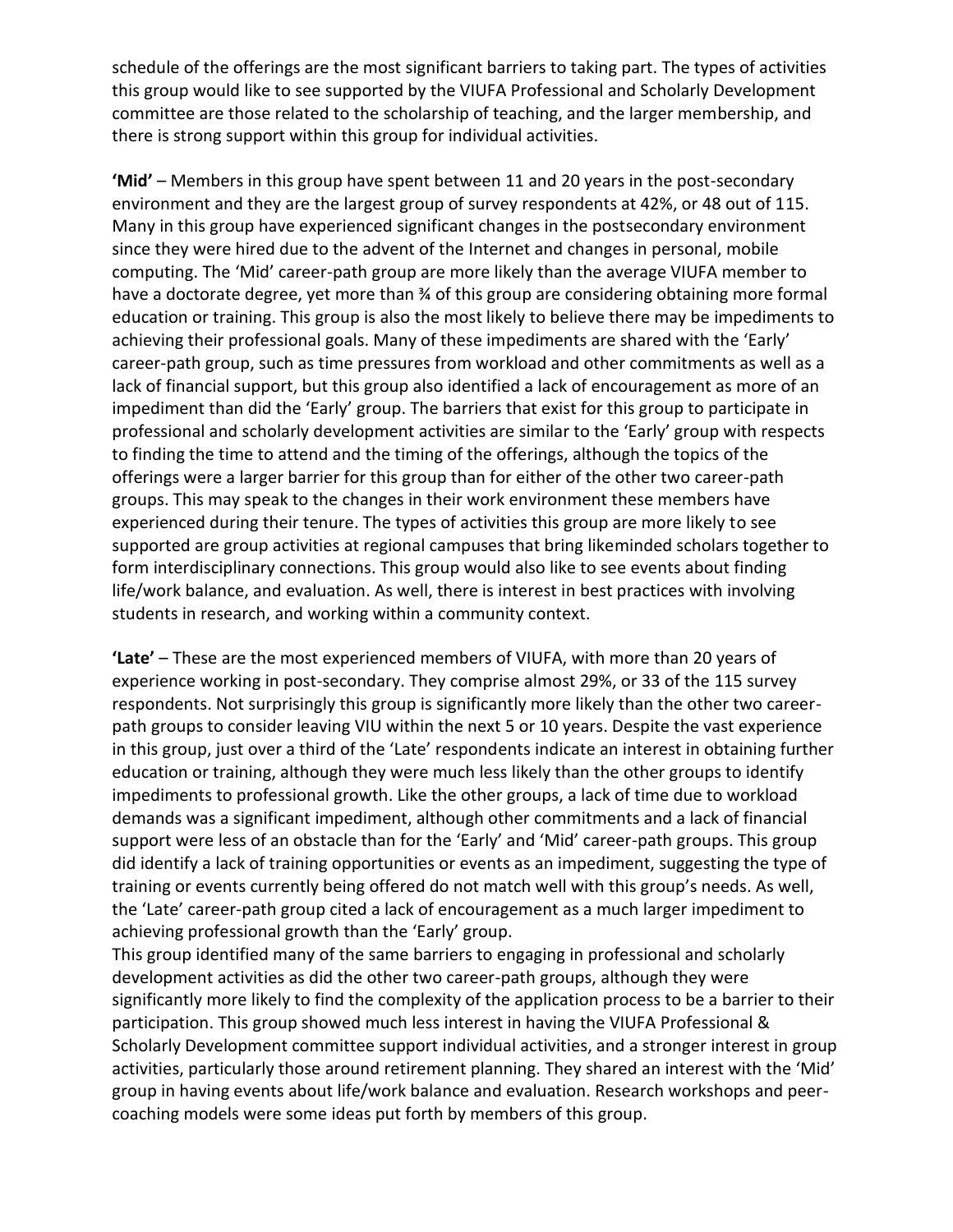schedule of the offerings are the most significant barriers to taking part. The types of activities this group would like to see supported by the VIUFA Professional and Scholarly Development committee are those related to the scholarship of teaching, and the larger membership, and there is strong support within this group for individual activities.

**'Mid'** – Members in this group have spent between 11 and 20 years in the post-secondary environment and they are the largest group of survey respondents at 42%, or 48 out of 115. Many in this group have experienced significant changes in the postsecondary environment since they were hired due to the advent of the Internet and changes in personal, mobile computing. The 'Mid' career-path group are more likely than the average VIUFA member to have a doctorate degree, yet more than ¾ of this group are considering obtaining more formal education or training. This group is also the most likely to believe there may be impediments to achieving their professional goals. Many of these impediments are shared with the 'Early' career-path group, such as time pressures from workload and other commitments as well as a lack of financial support, but this group also identified a lack of encouragement as more of an impediment than did the 'Early' group. The barriers that exist for this group to participate in professional and scholarly development activities are similar to the 'Early' group with respects to finding the time to attend and the timing of the offerings, although the topics of the offerings were a larger barrier for this group than for either of the other two career-path groups. This may speak to the changes in their work environment these members have experienced during their tenure. The types of activities this group are more likely to see supported are group activities at regional campuses that bring likeminded scholars together to form interdisciplinary connections. This group would also like to see events about finding life/work balance, and evaluation. As well, there is interest in best practices with involving students in research, and working within a community context.

**'Late'** – These are the most experienced members of VIUFA, with more than 20 years of experience working in post-secondary. They comprise almost 29%, or 33 of the 115 survey respondents. Not surprisingly this group is significantly more likely than the other two career-path groups to consider leaving VIU within the next 5 or 10 years. Despite the vast experience in this group, just over a third of the 'Late' respondents indicate an interest in obtaining further education or training, although they were much less likely than the other groups to identify impediments to professional growth. Like the other groups, a lack of time due to workload demands was a significant impediment, although other commitments and a lack of financial support were less of an obstacle than for the 'Early' and 'Mid' career-path groups. This group did identify a lack of training opportunities or events as an impediment, suggesting the type of training or events currently being offered do not match well with this group's needs. As well, the 'Late' career-path group cited a lack of encouragement as a much larger impediment to achieving professional growth than the 'Early' group.

This group identified many of the same barriers to engaging in professional and scholarly development activities as did the other two career-path groups, although they were significantly more likely to find the complexity of the application process to be a barrier to their participation. This group showed much less interest in having the VIUFA Professional & Scholarly Development committee support individual activities, and a stronger interest in group activities, particularly those around retirement planning. They shared an interest with the 'Mid' group in having events about life/work balance and evaluation. Research workshops and peer-coaching models were some ideas put forth by members of this group.